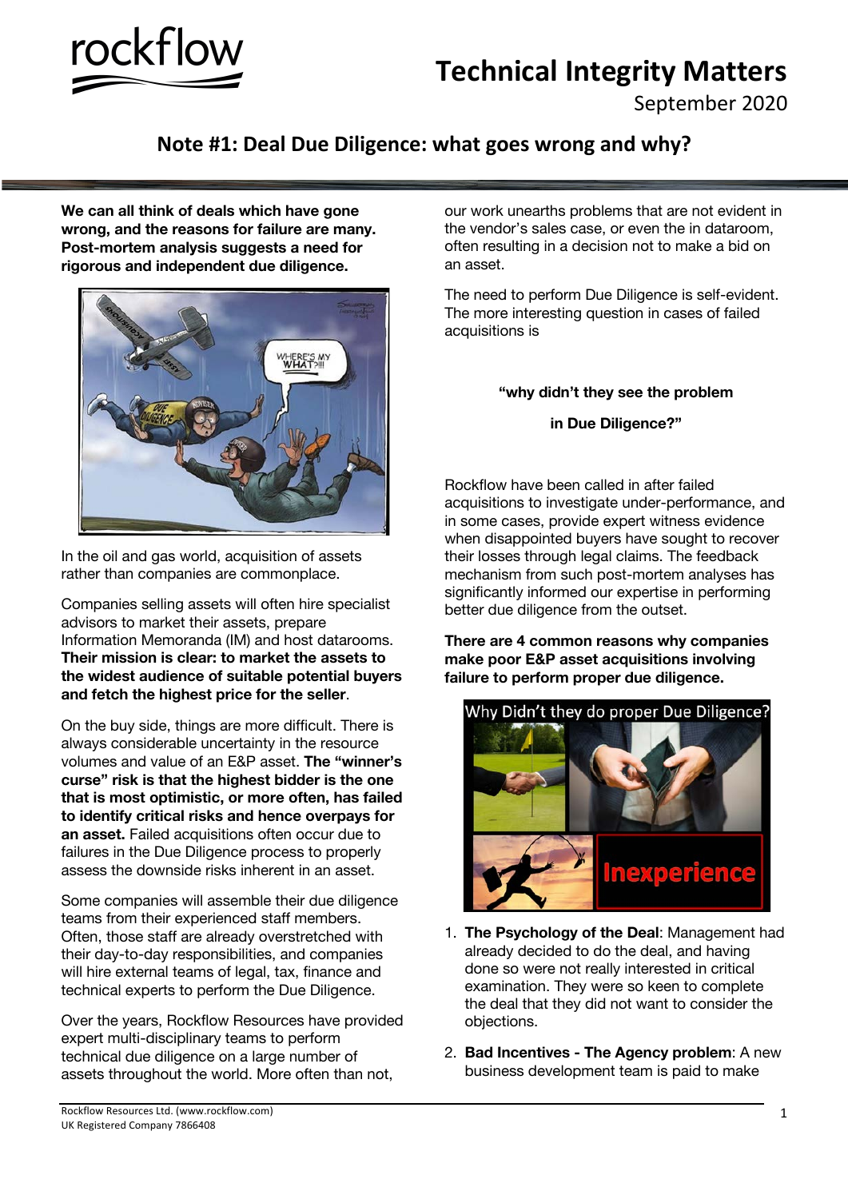# Technical Integrity Matters

September 2020

## Note #1: Deal Due Diligence: what goes wrong and why?

**We can all think of deals which have gone wrong, and the reasons for failure are many. Post-mortem analysis suggests a need for rigorous and independent due diligence.**

In the oil and gas world, acquisition of assets rather than companies are commonplace.

Companies selling assets will often hire specialist advisors to market their assets, prepare Information Memoranda (IM) and host datarooms. **Their mission is clear: to market the assets to the widest audience of suitable potential buyers and fetch the highest price for the seller**.

On the buy side, things are more difficult. There is always considerable uncertainty in the resource volumes and value of an E&P asset. **The "winner's curse" risk is that the highest bidder is the one that is most optimistic, or more often, has failed to identify critical risks and hence overpays for an asset.** Failed acquisitions often occur due to failures in the Due Diligence process to properly assess the downside risks inherent in an asset.

Some companies will assemble their due diligence teams from their experienced staff members. Often, those staff are already overstretched with their day-to-day responsibilities, and companies will hire external teams of legal, tax, finance and technical experts to perform the Due Diligence.

Over the years, Rockflow Resources have provided expert multi-disciplinary teams to perform technical due diligence on a large number of assets throughout the world. More often than not, our work unearths problems that are not evident in the vendor's sales case, or even the in dataroom, often resulting in a decision not to make a bid on an asset.

The need to perform Due Diligence is self-evident. The more interesting question in cases of failed acquisitions is

**"why didn't they see the problem**

**in Due Diligence?"**

Rockflow have been called in after failed acquisitions to investigate under-performance, and in some cases, provide expert witness evidence when disappointed buyers have sought to recover their losses through legal claims. The feedback mechanism from such post-mortem analyses has significantly informed our expertise in performing better due diligence from the outset.

**There are 4 common reasons why companies make poor E&P asset acquisitions involving failure to perform proper due diligence.**

1. **The Psychology of the Deal**: Management had already decided to do the deal, and having done so were not really interested in critical examination. They were so keen to complete the deal that they did not want to consider the objections.
2. **Bad Incentives - The Agency problem**: A new business development team is paid to make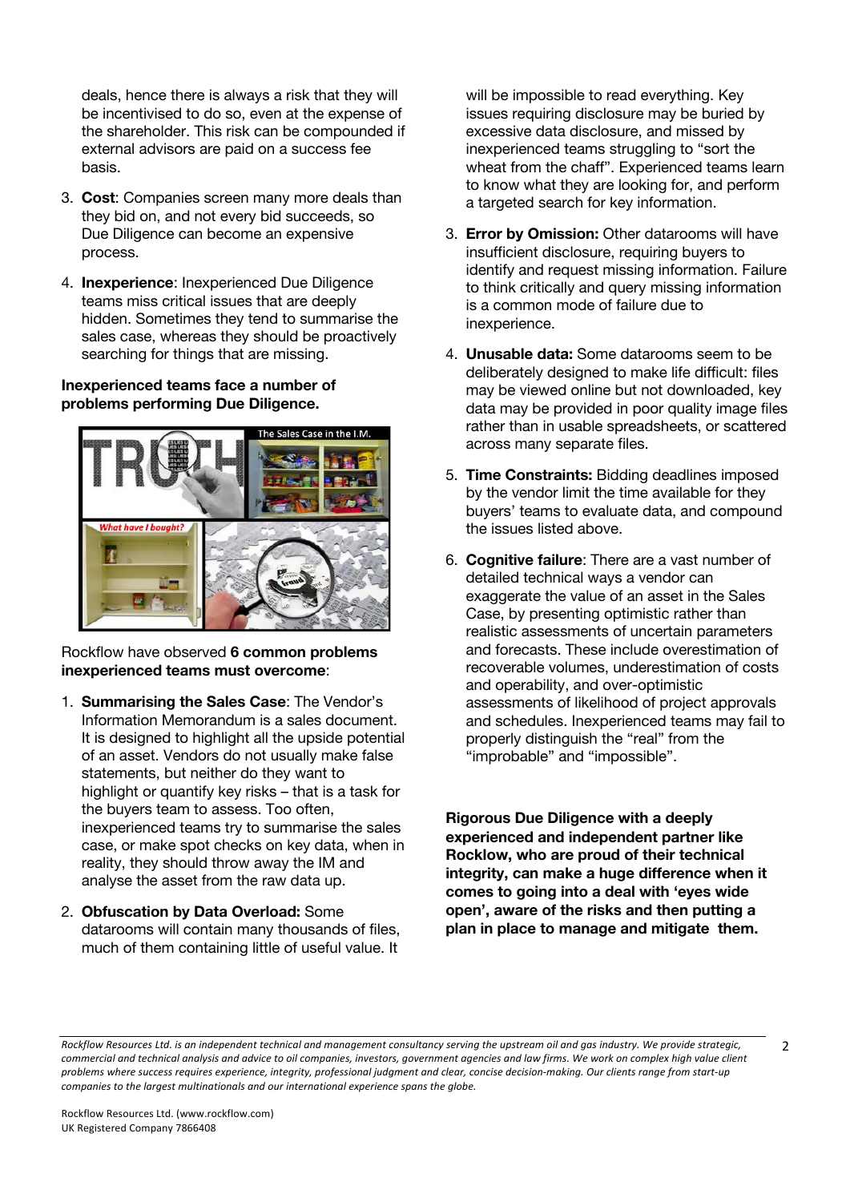deals, hence there is always a risk that they will be incentivised to do so, even at the expense of the shareholder. This risk can be compounded if external advisors are paid on a success fee basis.

3. **Cost**: Companies screen many more deals than they bid on, and not every bid succeeds, so Due Diligence can become an expensive process.
4. **Inexperience**: Inexperienced Due Diligence teams miss critical issues that are deeply hidden. Sometimes they tend to summarise the sales case, whereas they should be proactively searching for things that are missing.

**Inexperienced teams face a number of problems performing Due Diligence.**

Rockflow have observed **6 common problems inexperienced teams must overcome**:

1. **Summarising the Sales Case**: The Vendor's Information Memorandum is a sales document. It is designed to highlight all the upside potential of an asset. Vendors do not usually make false statements, but neither do they want to highlight or quantify key risks – that is a task for the buyers team to assess. Too often, inexperienced teams try to summarise the sales case, or make spot checks on key data, when in reality, they should throw away the IM and analyse the asset from the raw data up.
2. **Obfuscation by Data Overload:** Some datarooms will contain many thousands of files, much of them containing little of useful value. It will be impossible to read everything. Key issues requiring disclosure may be buried by excessive data disclosure, and missed by inexperienced teams struggling to "sort the wheat from the chaff". Experienced teams learn to know what they are looking for, and perform a targeted search for key information.
3. **Error by Omission:** Other datarooms will have insufficient disclosure, requiring buyers to identify and request missing information. Failure to think critically and query missing information is a common mode of failure due to inexperience.
4. **Unusable data:** Some datarooms seem to be deliberately designed to make life difficult: files may be viewed online but not downloaded, key data may be provided in poor quality image files rather than in usable spreadsheets, or scattered across many separate files.
5. **Time Constraints:** Bidding deadlines imposed by the vendor limit the time available for they buyers' teams to evaluate data, and compound the issues listed above.
6. **Cognitive failure**: There are a vast number of detailed technical ways a vendor can exaggerate the value of an asset in the Sales Case, by presenting optimistic rather than realistic assessments of uncertain parameters and forecasts. These include overestimation of recoverable volumes, underestimation of costs and operability, and over-optimistic assessments of likelihood of project approvals and schedules. Inexperienced teams may fail to properly distinguish the "real" from the "improbable" and "impossible".

**Rigorous Due Diligence with a deeply experienced and independent partner like Rocklow, who are proud of their technical integrity, can make a huge difference when it comes to going into a deal with 'eyes wide open', aware of the risks and then putting a plan in place to manage and mitigate them.**

*Rockflow Resources Ltd. is an independent technical and management consultancy serving the upstream oil and gas industry. We provide strategic, commercial and technical analysis and advice to oil companies, investors, government agencies and law firms. We work on complex high value client problems where success requires experience, integrity, professional judgment and clear, concise decision-making. Our clients range from start-up companies to the largest multinationals and our international experience spans the globe.*

Rockflow Resources Ltd. (www.rockflow.com)
UK Registered Company 7866408